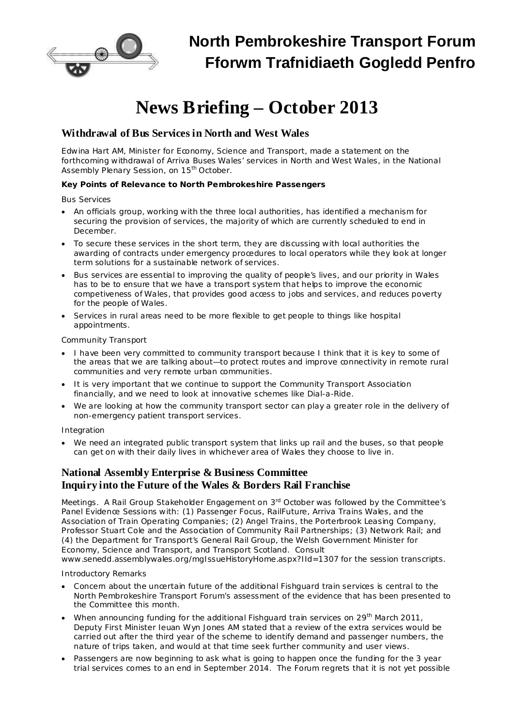# North Pembrokeshire Transport Forum
# Fforwm Trafnidiaeth Gogledd Penfro

# News Briefing – October 2013

## Withdrawal of Bus Services in North and West Wales

Edwina Hart AM, Minister for Economy, Science and Transport, made a statement on the forthcoming withdrawal of Arriva Buses Wales' services in North and West Wales, in the National Assembly Plenary Session, on 15th October.

**Key Points of Relevance to North Pembrokeshire Passengers**

Bus Services

- An officials group, working with the three local authorities, has identified a mechanism for securing the provision of services, the majority of which are currently scheduled to end in December.
- To secure these services in the short term, they are discussing with local authorities the awarding of contracts under emergency procedures to local operators while they look at longer term solutions for a sustainable network of services.
- Bus services are essential to improving the quality of people's lives, and our priority in Wales has to be to ensure that we have a transport system that helps to improve the economic competiveness of Wales, that provides good access to jobs and services, and reduces poverty for the people of Wales.
- Services in rural areas need to be more flexible to get people to things like hospital appointments.

Community Transport

- I have been very committed to community transport because I think that it is key to some of the areas that we are talking about—to protect routes and improve connectivity in remote rural communities and very remote urban communities.
- It is very important that we continue to support the Community Transport Association financially, and we need to look at innovative schemes like Dial-a-Ride.
- We are looking at how the community transport sector can play a greater role in the delivery of non-emergency patient transport services.

Integration

- We need an integrated public transport system that links up rail and the buses, so that people can get on with their daily lives in whichever area of Wales they choose to live in.

## National Assembly Enterprise & Business Committee Inquiry into the Future of the Wales & Borders Rail Franchise

Meetings. A Rail Group Stakeholder Engagement on 3rd October was followed by the Committee's Panel Evidence Sessions with: (1) Passenger Focus, RailFuture, Arriva Trains Wales, and the Association of Train Operating Companies; (2) Angel Trains, the Porterbrook Leasing Company, Professor Stuart Cole and the Association of Community Rail Partnerships; (3) Network Rail; and (4) the Department for Transport's General Rail Group, the Welsh Government Minister for Economy, Science and Transport, and Transport Scotland. Consult www.senedd.assemblywales.org/mgIssueHistoryHome.aspx?IId=1307 for the session transcripts.

Introductory Remarks

- Concern about the uncertain future of the additional Fishguard train services is central to the North Pembrokeshire Transport Forum's assessment of the evidence that has been presented to the Committee this month.
- When announcing funding for the additional Fishguard train services on 29th March 2011, Deputy First Minister Ieuan Wyn Jones AM stated that a review of the extra services would be carried out after the third year of the scheme to identify demand and passenger numbers, the nature of trips taken, and would at that time seek further community and user views.
- Passengers are now beginning to ask what is going to happen once the funding for the 3 year trial services comes to an end in September 2014. The Forum regrets that it is not yet possible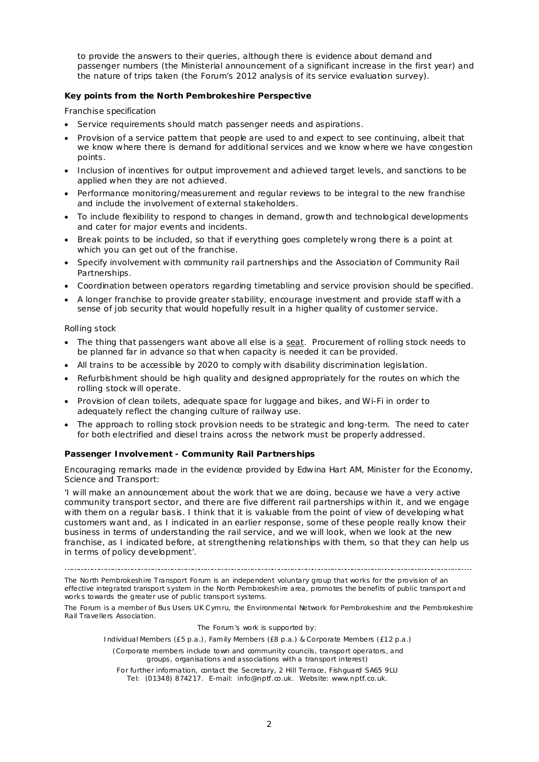to provide the answers to their queries, although there is evidence about demand and passenger numbers (the Ministerial announcement of a significant increase in the first year) and the nature of trips taken (the Forum's 2012 analysis of its service evaluation survey).

### Key points from the North Pembrokeshire Perspective

*Franchise specification*

- Service requirements should match passenger needs and aspirations.
- Provision of a service pattern that people are used to and expect to see continuing, albeit that we know where there is demand for additional services and we know where we have congestion points.
- Inclusion of incentives for output improvement and achieved target levels, and sanctions to be applied when they are not achieved.
- Performance monitoring/measurement and regular reviews to be integral to the new franchise and include the involvement of external stakeholders.
- To include flexibility to respond to changes in demand, growth and technological developments and cater for major events and incidents.
- Break points to be included, so that if everything goes completely wrong there is a point at which you can get out of the franchise.
- Specify involvement with community rail partnerships and the Association of Community Rail Partnerships.
- Coordination between operators regarding timetabling and service provision should be specified.
- A longer franchise to provide greater stability, encourage investment and provide staff with a sense of job security that would hopefully result in a higher quality of customer service.

*Rolling stock*

- The thing that passengers want above all else is a seat. Procurement of rolling stock needs to be planned far in advance so that when capacity is needed it can be provided.
- All trains to be accessible by 2020 to comply with disability discrimination legislation.
- Refurbishment should be high quality and designed appropriately for the routes on which the rolling stock will operate.
- Provision of clean toilets, adequate space for luggage and bikes, and Wi-Fi in order to adequately reflect the changing culture of railway use.
- The approach to rolling stock provision needs to be strategic and long-term. The need to cater for both electrified and diesel trains across the network must be properly addressed.

### Passenger Involvement - Community Rail Partnerships

Encouraging remarks made in the evidence provided by Edwina Hart AM, Minister for the Economy, Science and Transport:

'I will make an announcement about the work that we are doing, because we have a very active community transport sector, and there are five different rail partnerships within it, and we engage with them on a regular basis. I think that it is valuable from the point of view of developing what customers want and, as I indicated in an earlier response, some of these people really know their business in terms of understanding the rail service, and we will look, when we look at the new franchise, as I indicated before, at strengthening relationships with them, so that they can help us in terms of policy development'.

---

*The North Pembrokeshire Transport Forum is an independent voluntary group that works for the provision of an effective integrated transport system in the North Pembrokeshire area, promotes the benefits of public transport and works towards the greater use of public transport systems.*

*The Forum is a member of Bus Users UK Cymru, the Environmental Network for Pembrokeshire and the Pembrokeshire Rail Travellers Association.*

*The Forum's work is supported by:*

*Individual Members (£5 p.a.), Family Members (£8 p.a.) & Corporate Members (£12 p.a.)*

*(Corporate members include town and community councils, transport operators, and groups, organisations and associations with a transport interest)*

*For further information, contact the Secretary, 2 Hill Terrace, Fishguard SA65 9LU*
*Tel: (01348) 874217. E-mail: info@nptf.co.uk. Website: www.nptf.co.uk.*